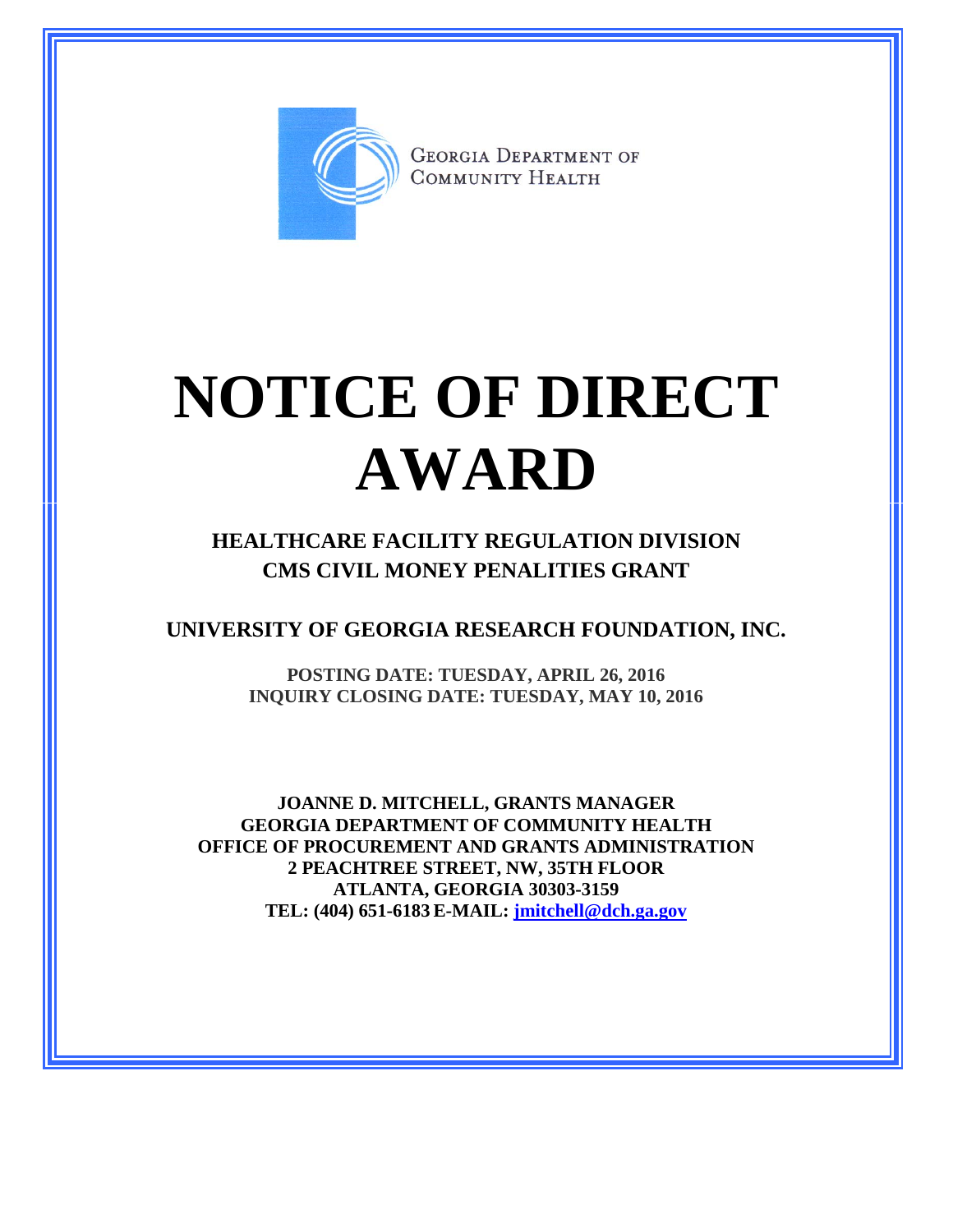GEORGIA DEPARTMENT OF COMMUNITY HEALTH

# NOTICE OF DIRECT AWARD

## HEALTHCARE FACILITY REGULATION DIVISION
## CMS CIVIL MONEY PENALITIES GRANT

## UNIVERSITY OF GEORGIA RESEARCH FOUNDATION, INC.

**POSTING DATE: TUESDAY, APRIL 26, 2016**
**INQUIRY CLOSING DATE: TUESDAY, MAY 10, 2016**

**JOANNE D. MITCHELL, GRANTS MANAGER**
**GEORGIA DEPARTMENT OF COMMUNITY HEALTH**
**OFFICE OF PROCUREMENT AND GRANTS ADMINISTRATION**
**2 PEACHTREE STREET, NW, 35TH FLOOR**
**ATLANTA, GEORGIA 30303-3159**
**TEL: (404) 651-6183 E-MAIL: jmitchell@dch.ga.gov**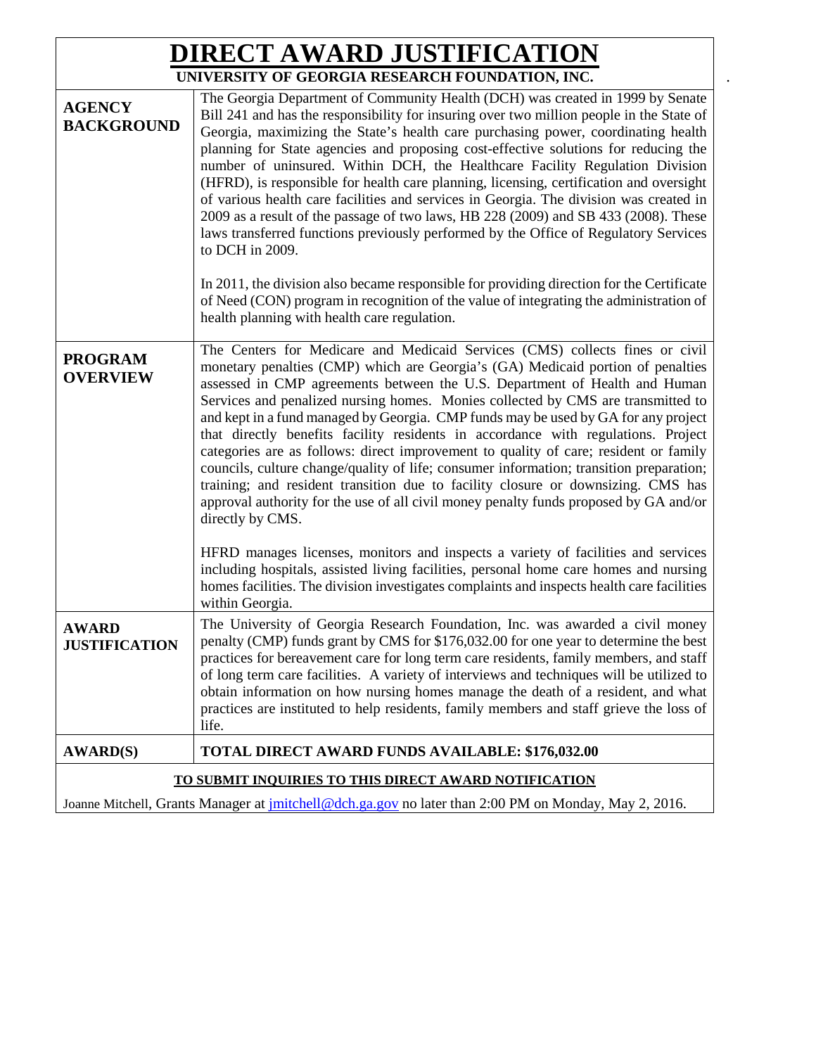# DIRECT AWARD JUSTIFICATION

**UNIVERSITY OF GEORGIA RESEARCH FOUNDATION, INC.**

| | |
|---|---|
| **AGENCY BACKGROUND** | The Georgia Department of Community Health (DCH) was created in 1999 by Senate Bill 241 and has the responsibility for insuring over two million people in the State of Georgia, maximizing the State's health care purchasing power, coordinating health planning for State agencies and proposing cost-effective solutions for reducing the number of uninsured. Within DCH, the Healthcare Facility Regulation Division (HFRD), is responsible for health care planning, licensing, certification and oversight of various health care facilities and services in Georgia. The division was created in 2009 as a result of the passage of two laws, HB 228 (2009) and SB 433 (2008). These laws transferred functions previously performed by the Office of Regulatory Services to DCH in 2009.<br><br>In 2011, the division also became responsible for providing direction for the Certificate of Need (CON) program in recognition of the value of integrating the administration of health planning with health care regulation. |
| **PROGRAM OVERVIEW** | The Centers for Medicare and Medicaid Services (CMS) collects fines or civil monetary penalties (CMP) which are Georgia's (GA) Medicaid portion of penalties assessed in CMP agreements between the U.S. Department of Health and Human Services and penalized nursing homes. Monies collected by CMS are transmitted to and kept in a fund managed by Georgia. CMP funds may be used by GA for any project that directly benefits facility residents in accordance with regulations. Project categories are as follows: direct improvement to quality of care; resident or family councils, culture change/quality of life; consumer information; transition preparation; training; and resident transition due to facility closure or downsizing. CMS has approval authority for the use of all civil money penalty funds proposed by GA and/or directly by CMS.<br><br>HFRD manages licenses, monitors and inspects a variety of facilities and services including hospitals, assisted living facilities, personal home care homes and nursing homes facilities. The division investigates complaints and inspects health care facilities within Georgia. |
| **AWARD JUSTIFICATION** | The University of Georgia Research Foundation, Inc. was awarded a civil money penalty (CMP) funds grant by CMS for $176,032.00 for one year to determine the best practices for bereavement care for long term care residents, family members, and staff of long term care facilities. A variety of interviews and techniques will be utilized to obtain information on how nursing homes manage the death of a resident, and what practices are instituted to help residents, family members and staff grieve the loss of life. |
| **AWARD(S)** | **TOTAL DIRECT AWARD FUNDS AVAILABLE: $176,032.00** |

**TO SUBMIT INQUIRIES TO THIS DIRECT AWARD NOTIFICATION**

Joanne Mitchell, Grants Manager at jmitchell@dch.ga.gov no later than 2:00 PM on Monday, May 2, 2016.